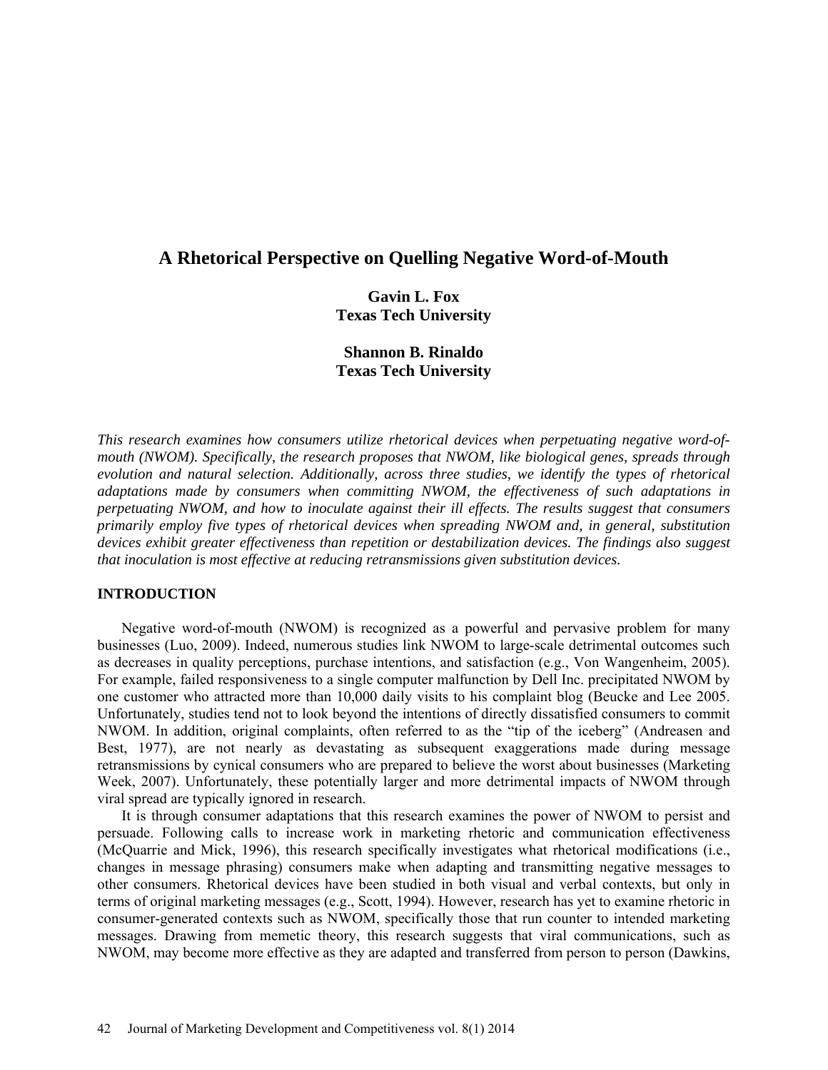# A Rhetorical Perspective on Quelling Negative Word-of-Mouth

**Gavin L. Fox**
**Texas Tech University**

**Shannon B. Rinaldo**
**Texas Tech University**

*This research examines how consumers utilize rhetorical devices when perpetuating negative word-of-mouth (NWOM). Specifically, the research proposes that NWOM, like biological genes, spreads through evolution and natural selection. Additionally, across three studies, we identify the types of rhetorical adaptations made by consumers when committing NWOM, the effectiveness of such adaptations in perpetuating NWOM, and how to inoculate against their ill effects. The results suggest that consumers primarily employ five types of rhetorical devices when spreading NWOM and, in general, substitution devices exhibit greater effectiveness than repetition or destabilization devices. The findings also suggest that inoculation is most effective at reducing retransmissions given substitution devices.*

## INTRODUCTION

Negative word-of-mouth (NWOM) is recognized as a powerful and pervasive problem for many businesses (Luo, 2009). Indeed, numerous studies link NWOM to large-scale detrimental outcomes such as decreases in quality perceptions, purchase intentions, and satisfaction (e.g., Von Wangenheim, 2005). For example, failed responsiveness to a single computer malfunction by Dell Inc. precipitated NWOM by one customer who attracted more than 10,000 daily visits to his complaint blog (Beucke and Lee 2005. Unfortunately, studies tend not to look beyond the intentions of directly dissatisfied consumers to commit NWOM. In addition, original complaints, often referred to as the "tip of the iceberg" (Andreasen and Best, 1977), are not nearly as devastating as subsequent exaggerations made during message retransmissions by cynical consumers who are prepared to believe the worst about businesses (Marketing Week, 2007). Unfortunately, these potentially larger and more detrimental impacts of NWOM through viral spread are typically ignored in research.

It is through consumer adaptations that this research examines the power of NWOM to persist and persuade. Following calls to increase work in marketing rhetoric and communication effectiveness (McQuarrie and Mick, 1996), this research specifically investigates what rhetorical modifications (i.e., changes in message phrasing) consumers make when adapting and transmitting negative messages to other consumers. Rhetorical devices have been studied in both visual and verbal contexts, but only in terms of original marketing messages (e.g., Scott, 1994). However, research has yet to examine rhetoric in consumer-generated contexts such as NWOM, specifically those that run counter to intended marketing messages. Drawing from memetic theory, this research suggests that viral communications, such as NWOM, may become more effective as they are adapted and transferred from person to person (Dawkins,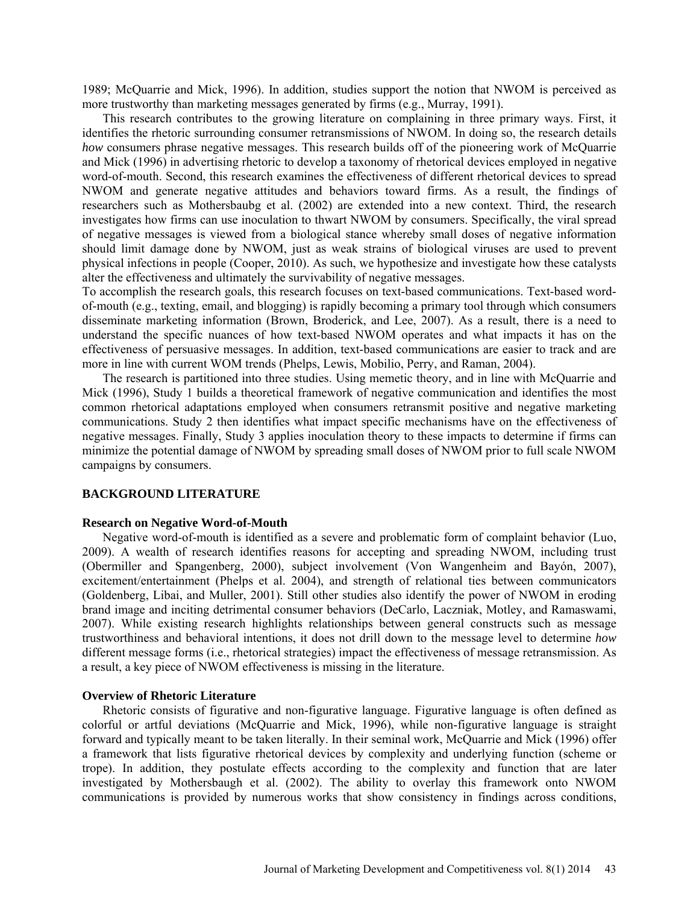1989; McQuarrie and Mick, 1996). In addition, studies support the notion that NWOM is perceived as more trustworthy than marketing messages generated by firms (e.g., Murray, 1991).

This research contributes to the growing literature on complaining in three primary ways. First, it identifies the rhetoric surrounding consumer retransmissions of NWOM. In doing so, the research details *how* consumers phrase negative messages. This research builds off of the pioneering work of McQuarrie and Mick (1996) in advertising rhetoric to develop a taxonomy of rhetorical devices employed in negative word-of-mouth. Second, this research examines the effectiveness of different rhetorical devices to spread NWOM and generate negative attitudes and behaviors toward firms. As a result, the findings of researchers such as Mothersbaubg et al. (2002) are extended into a new context. Third, the research investigates how firms can use inoculation to thwart NWOM by consumers. Specifically, the viral spread of negative messages is viewed from a biological stance whereby small doses of negative information should limit damage done by NWOM, just as weak strains of biological viruses are used to prevent physical infections in people (Cooper, 2010). As such, we hypothesize and investigate how these catalysts alter the effectiveness and ultimately the survivability of negative messages.

To accomplish the research goals, this research focuses on text-based communications. Text-based word-of-mouth (e.g., texting, email, and blogging) is rapidly becoming a primary tool through which consumers disseminate marketing information (Brown, Broderick, and Lee, 2007). As a result, there is a need to understand the specific nuances of how text-based NWOM operates and what impacts it has on the effectiveness of persuasive messages. In addition, text-based communications are easier to track and are more in line with current WOM trends (Phelps, Lewis, Mobilio, Perry, and Raman, 2004).

The research is partitioned into three studies. Using memetic theory, and in line with McQuarrie and Mick (1996), Study 1 builds a theoretical framework of negative communication and identifies the most common rhetorical adaptations employed when consumers retransmit positive and negative marketing communications. Study 2 then identifies what impact specific mechanisms have on the effectiveness of negative messages. Finally, Study 3 applies inoculation theory to these impacts to determine if firms can minimize the potential damage of NWOM by spreading small doses of NWOM prior to full scale NWOM campaigns by consumers.

## BACKGROUND LITERATURE

### Research on Negative Word-of-Mouth

Negative word-of-mouth is identified as a severe and problematic form of complaint behavior (Luo, 2009). A wealth of research identifies reasons for accepting and spreading NWOM, including trust (Obermiller and Spangenberg, 2000), subject involvement (Von Wangenheim and Bayón, 2007), excitement/entertainment (Phelps et al. 2004), and strength of relational ties between communicators (Goldenberg, Libai, and Muller, 2001). Still other studies also identify the power of NWOM in eroding brand image and inciting detrimental consumer behaviors (DeCarlo, Laczniak, Motley, and Ramaswami, 2007). While existing research highlights relationships between general constructs such as message trustworthiness and behavioral intentions, it does not drill down to the message level to determine *how* different message forms (i.e., rhetorical strategies) impact the effectiveness of message retransmission. As a result, a key piece of NWOM effectiveness is missing in the literature.

### Overview of Rhetoric Literature

Rhetoric consists of figurative and non-figurative language. Figurative language is often defined as colorful or artful deviations (McQuarrie and Mick, 1996), while non-figurative language is straight forward and typically meant to be taken literally. In their seminal work, McQuarrie and Mick (1996) offer a framework that lists figurative rhetorical devices by complexity and underlying function (scheme or trope). In addition, they postulate effects according to the complexity and function that are later investigated by Mothersbaugh et al. (2002). The ability to overlay this framework onto NWOM communications is provided by numerous works that show consistency in findings across conditions,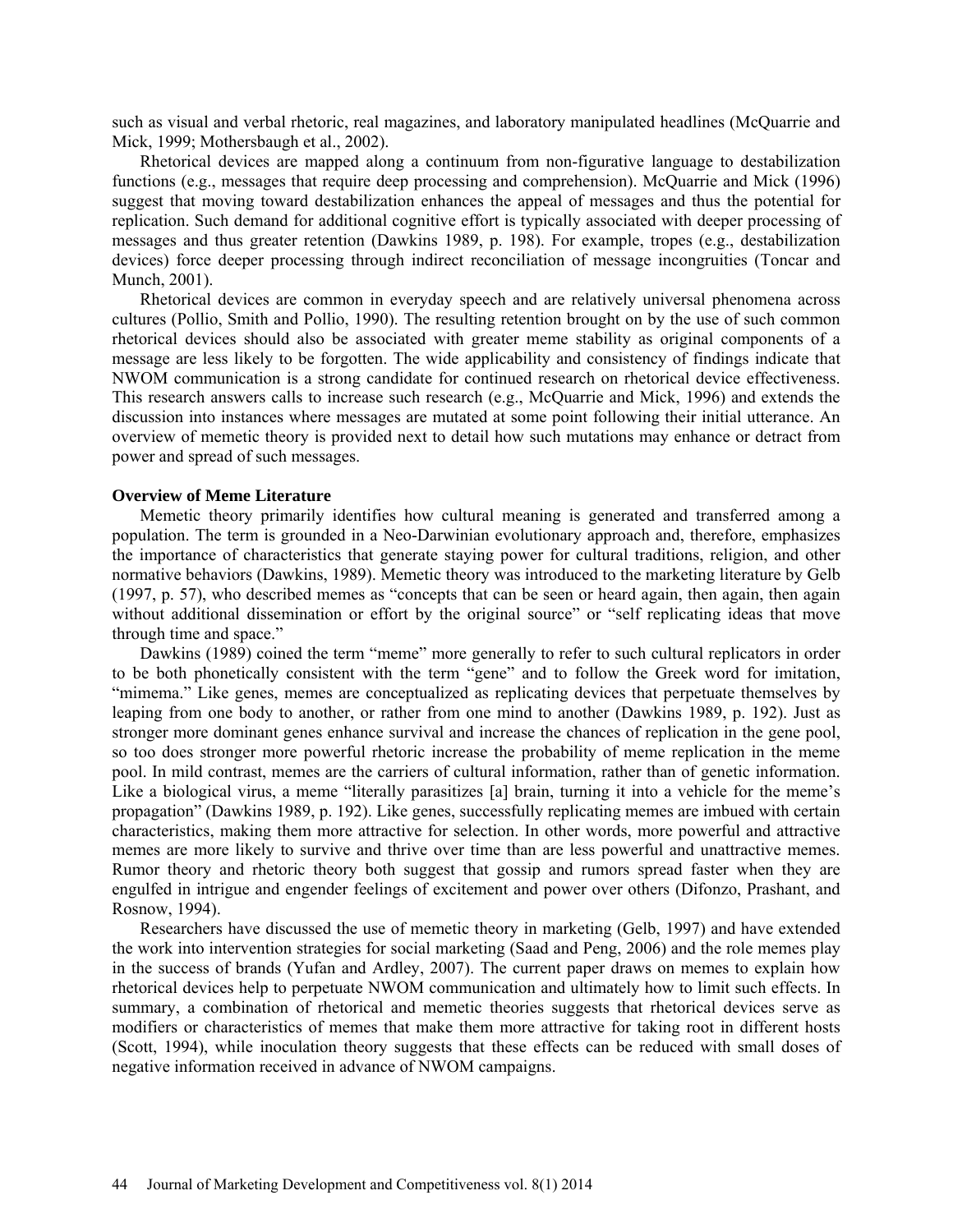such as visual and verbal rhetoric, real magazines, and laboratory manipulated headlines (McQuarrie and Mick, 1999; Mothersbaugh et al., 2002).

Rhetorical devices are mapped along a continuum from non-figurative language to destabilization functions (e.g., messages that require deep processing and comprehension). McQuarrie and Mick (1996) suggest that moving toward destabilization enhances the appeal of messages and thus the potential for replication. Such demand for additional cognitive effort is typically associated with deeper processing of messages and thus greater retention (Dawkins 1989, p. 198). For example, tropes (e.g., destabilization devices) force deeper processing through indirect reconciliation of message incongruities (Toncar and Munch, 2001).

Rhetorical devices are common in everyday speech and are relatively universal phenomena across cultures (Pollio, Smith and Pollio, 1990). The resulting retention brought on by the use of such common rhetorical devices should also be associated with greater meme stability as original components of a message are less likely to be forgotten. The wide applicability and consistency of findings indicate that NWOM communication is a strong candidate for continued research on rhetorical device effectiveness. This research answers calls to increase such research (e.g., McQuarrie and Mick, 1996) and extends the discussion into instances where messages are mutated at some point following their initial utterance. An overview of memetic theory is provided next to detail how such mutations may enhance or detract from power and spread of such messages.

**Overview of Meme Literature**

Memetic theory primarily identifies how cultural meaning is generated and transferred among a population. The term is grounded in a Neo-Darwinian evolutionary approach and, therefore, emphasizes the importance of characteristics that generate staying power for cultural traditions, religion, and other normative behaviors (Dawkins, 1989). Memetic theory was introduced to the marketing literature by Gelb (1997, p. 57), who described memes as "concepts that can be seen or heard again, then again, then again without additional dissemination or effort by the original source" or "self replicating ideas that move through time and space."

Dawkins (1989) coined the term "meme" more generally to refer to such cultural replicators in order to be both phonetically consistent with the term "gene" and to follow the Greek word for imitation, "mimema." Like genes, memes are conceptualized as replicating devices that perpetuate themselves by leaping from one body to another, or rather from one mind to another (Dawkins 1989, p. 192). Just as stronger more dominant genes enhance survival and increase the chances of replication in the gene pool, so too does stronger more powerful rhetoric increase the probability of meme replication in the meme pool. In mild contrast, memes are the carriers of cultural information, rather than of genetic information. Like a biological virus, a meme "literally parasitizes [a] brain, turning it into a vehicle for the meme's propagation" (Dawkins 1989, p. 192). Like genes, successfully replicating memes are imbued with certain characteristics, making them more attractive for selection. In other words, more powerful and attractive memes are more likely to survive and thrive over time than are less powerful and unattractive memes. Rumor theory and rhetoric theory both suggest that gossip and rumors spread faster when they are engulfed in intrigue and engender feelings of excitement and power over others (Difonzo, Prashant, and Rosnow, 1994).

Researchers have discussed the use of memetic theory in marketing (Gelb, 1997) and have extended the work into intervention strategies for social marketing (Saad and Peng, 2006) and the role memes play in the success of brands (Yufan and Ardley, 2007). The current paper draws on memes to explain how rhetorical devices help to perpetuate NWOM communication and ultimately how to limit such effects. In summary, a combination of rhetorical and memetic theories suggests that rhetorical devices serve as modifiers or characteristics of memes that make them more attractive for taking root in different hosts (Scott, 1994), while inoculation theory suggests that these effects can be reduced with small doses of negative information received in advance of NWOM campaigns.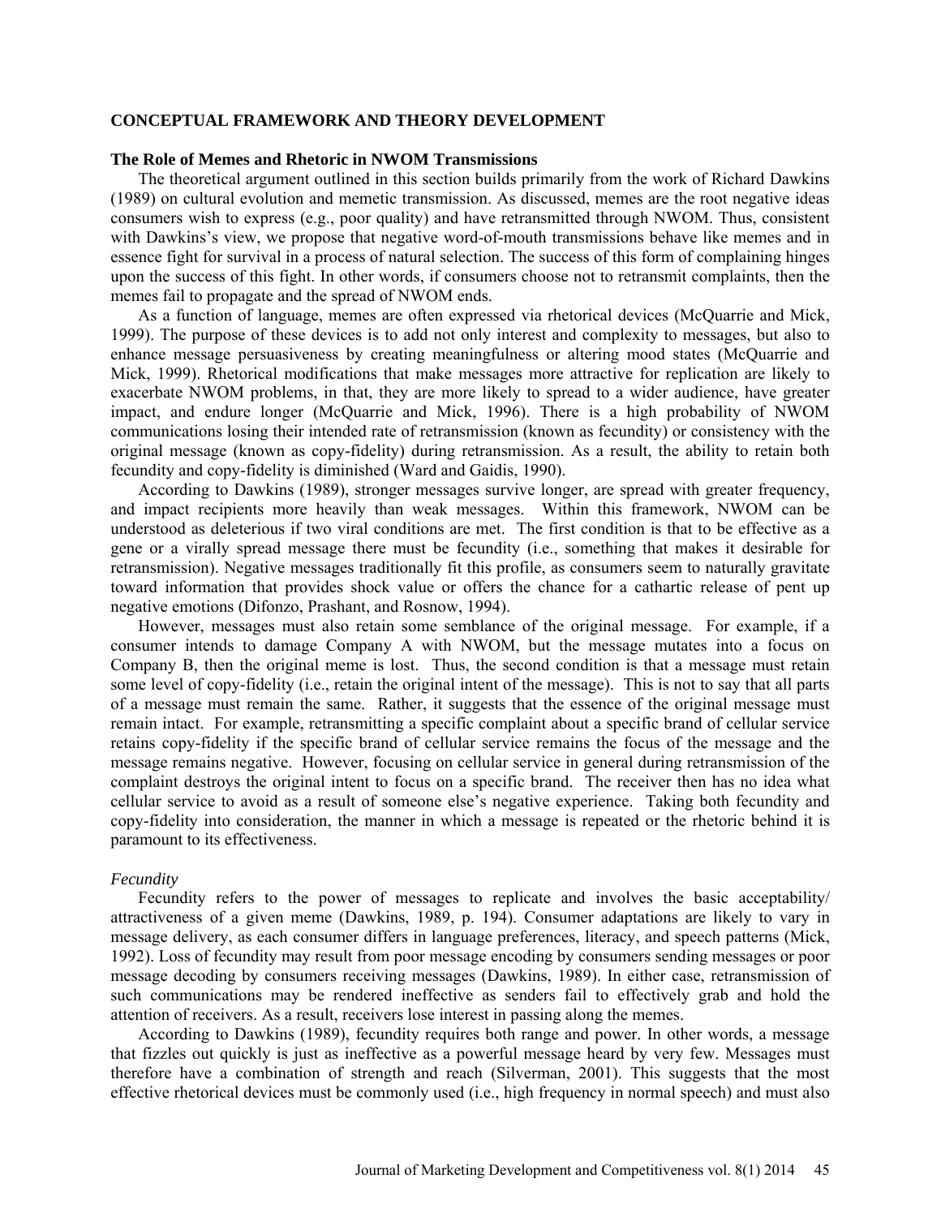## CONCEPTUAL FRAMEWORK AND THEORY DEVELOPMENT

### The Role of Memes and Rhetoric in NWOM Transmissions

The theoretical argument outlined in this section builds primarily from the work of Richard Dawkins (1989) on cultural evolution and memetic transmission. As discussed, memes are the root negative ideas consumers wish to express (e.g., poor quality) and have retransmitted through NWOM. Thus, consistent with Dawkins's view, we propose that negative word-of-mouth transmissions behave like memes and in essence fight for survival in a process of natural selection. The success of this form of complaining hinges upon the success of this fight. In other words, if consumers choose not to retransmit complaints, then the memes fail to propagate and the spread of NWOM ends.

As a function of language, memes are often expressed via rhetorical devices (McQuarrie and Mick, 1999). The purpose of these devices is to add not only interest and complexity to messages, but also to enhance message persuasiveness by creating meaningfulness or altering mood states (McQuarrie and Mick, 1999). Rhetorical modifications that make messages more attractive for replication are likely to exacerbate NWOM problems, in that, they are more likely to spread to a wider audience, have greater impact, and endure longer (McQuarrie and Mick, 1996). There is a high probability of NWOM communications losing their intended rate of retransmission (known as fecundity) or consistency with the original message (known as copy-fidelity) during retransmission. As a result, the ability to retain both fecundity and copy-fidelity is diminished (Ward and Gaidis, 1990).

According to Dawkins (1989), stronger messages survive longer, are spread with greater frequency, and impact recipients more heavily than weak messages. Within this framework, NWOM can be understood as deleterious if two viral conditions are met. The first condition is that to be effective as a gene or a virally spread message there must be fecundity (i.e., something that makes it desirable for retransmission). Negative messages traditionally fit this profile, as consumers seem to naturally gravitate toward information that provides shock value or offers the chance for a cathartic release of pent up negative emotions (Difonzo, Prashant, and Rosnow, 1994).

However, messages must also retain some semblance of the original message. For example, if a consumer intends to damage Company A with NWOM, but the message mutates into a focus on Company B, then the original meme is lost. Thus, the second condition is that a message must retain some level of copy-fidelity (i.e., retain the original intent of the message). This is not to say that all parts of a message must remain the same. Rather, it suggests that the essence of the original message must remain intact. For example, retransmitting a specific complaint about a specific brand of cellular service retains copy-fidelity if the specific brand of cellular service remains the focus of the message and the message remains negative. However, focusing on cellular service in general during retransmission of the complaint destroys the original intent to focus on a specific brand. The receiver then has no idea what cellular service to avoid as a result of someone else's negative experience. Taking both fecundity and copy-fidelity into consideration, the manner in which a message is repeated or the rhetoric behind it is paramount to its effectiveness.

#### *Fecundity*

Fecundity refers to the power of messages to replicate and involves the basic acceptability/ attractiveness of a given meme (Dawkins, 1989, p. 194). Consumer adaptations are likely to vary in message delivery, as each consumer differs in language preferences, literacy, and speech patterns (Mick, 1992). Loss of fecundity may result from poor message encoding by consumers sending messages or poor message decoding by consumers receiving messages (Dawkins, 1989). In either case, retransmission of such communications may be rendered ineffective as senders fail to effectively grab and hold the attention of receivers. As a result, receivers lose interest in passing along the memes.

According to Dawkins (1989), fecundity requires both range and power. In other words, a message that fizzles out quickly is just as ineffective as a powerful message heard by very few. Messages must therefore have a combination of strength and reach (Silverman, 2001). This suggests that the most effective rhetorical devices must be commonly used (i.e., high frequency in normal speech) and must also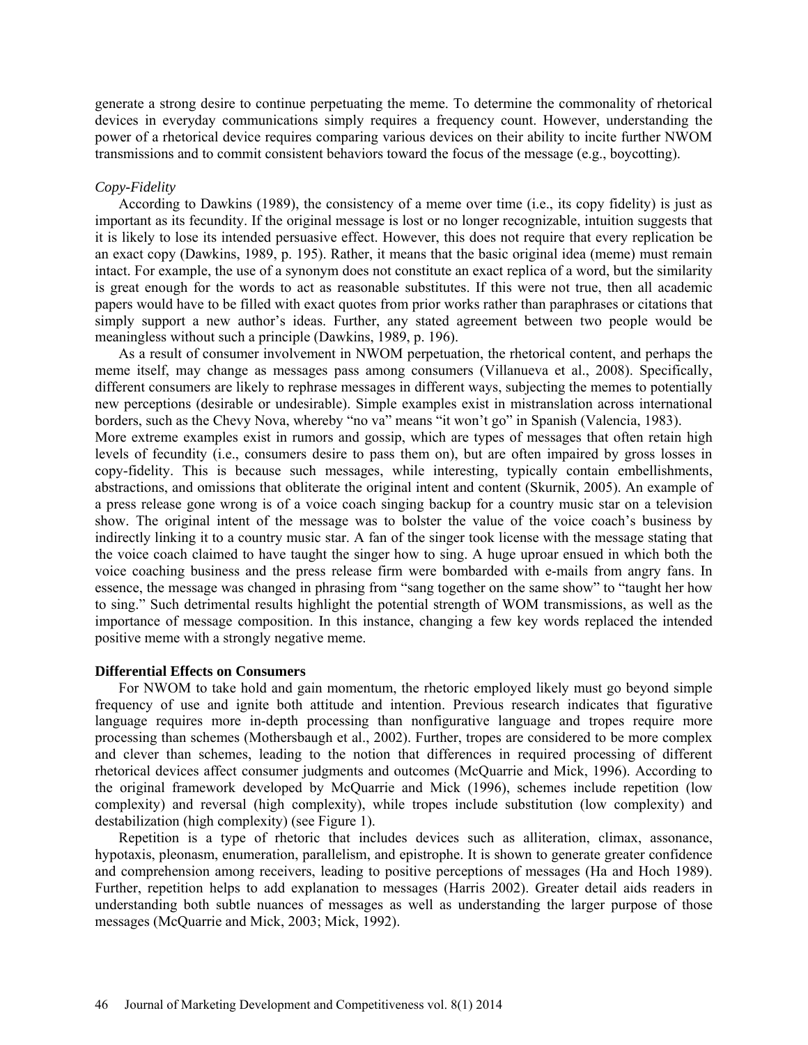generate a strong desire to continue perpetuating the meme. To determine the commonality of rhetorical devices in everyday communications simply requires a frequency count. However, understanding the power of a rhetorical device requires comparing various devices on their ability to incite further NWOM transmissions and to commit consistent behaviors toward the focus of the message (e.g., boycotting).

### *Copy-Fidelity*

According to Dawkins (1989), the consistency of a meme over time (i.e., its copy fidelity) is just as important as its fecundity. If the original message is lost or no longer recognizable, intuition suggests that it is likely to lose its intended persuasive effect. However, this does not require that every replication be an exact copy (Dawkins, 1989, p. 195). Rather, it means that the basic original idea (meme) must remain intact. For example, the use of a synonym does not constitute an exact replica of a word, but the similarity is great enough for the words to act as reasonable substitutes. If this were not true, then all academic papers would have to be filled with exact quotes from prior works rather than paraphrases or citations that simply support a new author's ideas. Further, any stated agreement between two people would be meaningless without such a principle (Dawkins, 1989, p. 196).

As a result of consumer involvement in NWOM perpetuation, the rhetorical content, and perhaps the meme itself, may change as messages pass among consumers (Villanueva et al., 2008). Specifically, different consumers are likely to rephrase messages in different ways, subjecting the memes to potentially new perceptions (desirable or undesirable). Simple examples exist in mistranslation across international borders, such as the Chevy Nova, whereby "no va" means "it won't go" in Spanish (Valencia, 1983).

More extreme examples exist in rumors and gossip, which are types of messages that often retain high levels of fecundity (i.e., consumers desire to pass them on), but are often impaired by gross losses in copy-fidelity. This is because such messages, while interesting, typically contain embellishments, abstractions, and omissions that obliterate the original intent and content (Skurnik, 2005). An example of a press release gone wrong is of a voice coach singing backup for a country music star on a television show. The original intent of the message was to bolster the value of the voice coach's business by indirectly linking it to a country music star. A fan of the singer took license with the message stating that the voice coach claimed to have taught the singer how to sing. A huge uproar ensued in which both the voice coaching business and the press release firm were bombarded with e-mails from angry fans. In essence, the message was changed in phrasing from "sang together on the same show" to "taught her how to sing." Such detrimental results highlight the potential strength of WOM transmissions, as well as the importance of message composition. In this instance, changing a few key words replaced the intended positive meme with a strongly negative meme.

## **Differential Effects on Consumers**

For NWOM to take hold and gain momentum, the rhetoric employed likely must go beyond simple frequency of use and ignite both attitude and intention. Previous research indicates that figurative language requires more in-depth processing than nonfigurative language and tropes require more processing than schemes (Mothersbaugh et al., 2002). Further, tropes are considered to be more complex and clever than schemes, leading to the notion that differences in required processing of different rhetorical devices affect consumer judgments and outcomes (McQuarrie and Mick, 1996). According to the original framework developed by McQuarrie and Mick (1996), schemes include repetition (low complexity) and reversal (high complexity), while tropes include substitution (low complexity) and destabilization (high complexity) (see Figure 1).

Repetition is a type of rhetoric that includes devices such as alliteration, climax, assonance, hypotaxis, pleonasm, enumeration, parallelism, and epistrophe. It is shown to generate greater confidence and comprehension among receivers, leading to positive perceptions of messages (Ha and Hoch 1989). Further, repetition helps to add explanation to messages (Harris 2002). Greater detail aids readers in understanding both subtle nuances of messages as well as understanding the larger purpose of those messages (McQuarrie and Mick, 2003; Mick, 1992).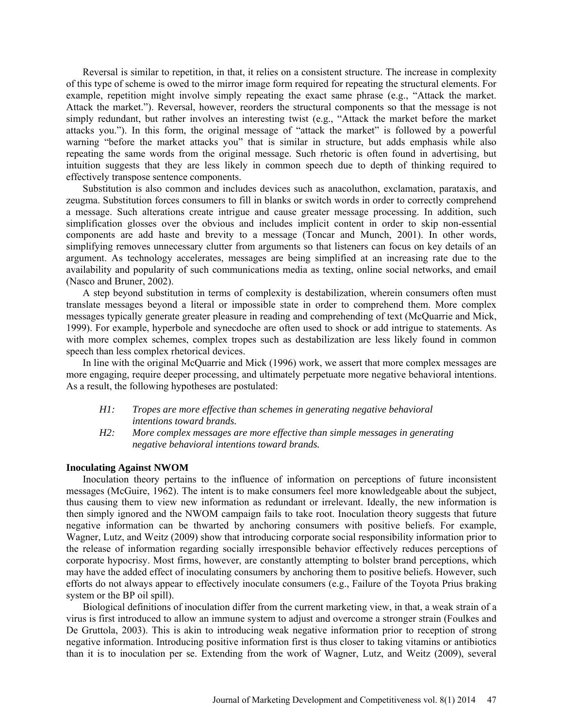Reversal is similar to repetition, in that, it relies on a consistent structure. The increase in complexity of this type of scheme is owed to the mirror image form required for repeating the structural elements. For example, repetition might involve simply repeating the exact same phrase (e.g., "Attack the market. Attack the market."). Reversal, however, reorders the structural components so that the message is not simply redundant, but rather involves an interesting twist (e.g., "Attack the market before the market attacks you."). In this form, the original message of "attack the market" is followed by a powerful warning "before the market attacks you" that is similar in structure, but adds emphasis while also repeating the same words from the original message. Such rhetoric is often found in advertising, but intuition suggests that they are less likely in common speech due to depth of thinking required to effectively transpose sentence components.

Substitution is also common and includes devices such as anacoluthon, exclamation, parataxis, and zeugma. Substitution forces consumers to fill in blanks or switch words in order to correctly comprehend a message. Such alterations create intrigue and cause greater message processing. In addition, such simplification glosses over the obvious and includes implicit content in order to skip non-essential components are add haste and brevity to a message (Toncar and Munch, 2001). In other words, simplifying removes unnecessary clutter from arguments so that listeners can focus on key details of an argument. As technology accelerates, messages are being simplified at an increasing rate due to the availability and popularity of such communications media as texting, online social networks, and email (Nasco and Bruner, 2002).

A step beyond substitution in terms of complexity is destabilization, wherein consumers often must translate messages beyond a literal or impossible state in order to comprehend them. More complex messages typically generate greater pleasure in reading and comprehending of text (McQuarrie and Mick, 1999). For example, hyperbole and synecdoche are often used to shock or add intrigue to statements. As with more complex schemes, complex tropes such as destabilization are less likely found in common speech than less complex rhetorical devices.

In line with the original McQuarrie and Mick (1996) work, we assert that more complex messages are more engaging, require deeper processing, and ultimately perpetuate more negative behavioral intentions. As a result, the following hypotheses are postulated:

*H1: Tropes are more effective than schemes in generating negative behavioral intentions toward brands.*

*H2: More complex messages are more effective than simple messages in generating negative behavioral intentions toward brands.*

**Inoculating Against NWOM**

Inoculation theory pertains to the influence of information on perceptions of future inconsistent messages (McGuire, 1962). The intent is to make consumers feel more knowledgeable about the subject, thus causing them to view new information as redundant or irrelevant. Ideally, the new information is then simply ignored and the NWOM campaign fails to take root. Inoculation theory suggests that future negative information can be thwarted by anchoring consumers with positive beliefs. For example, Wagner, Lutz, and Weitz (2009) show that introducing corporate social responsibility information prior to the release of information regarding socially irresponsible behavior effectively reduces perceptions of corporate hypocrisy. Most firms, however, are constantly attempting to bolster brand perceptions, which may have the added effect of inoculating consumers by anchoring them to positive beliefs. However, such efforts do not always appear to effectively inoculate consumers (e.g., Failure of the Toyota Prius braking system or the BP oil spill).

Biological definitions of inoculation differ from the current marketing view, in that, a weak strain of a virus is first introduced to allow an immune system to adjust and overcome a stronger strain (Foulkes and De Gruttola, 2003). This is akin to introducing weak negative information prior to reception of strong negative information. Introducing positive information first is thus closer to taking vitamins or antibiotics than it is to inoculation per se. Extending from the work of Wagner, Lutz, and Weitz (2009), several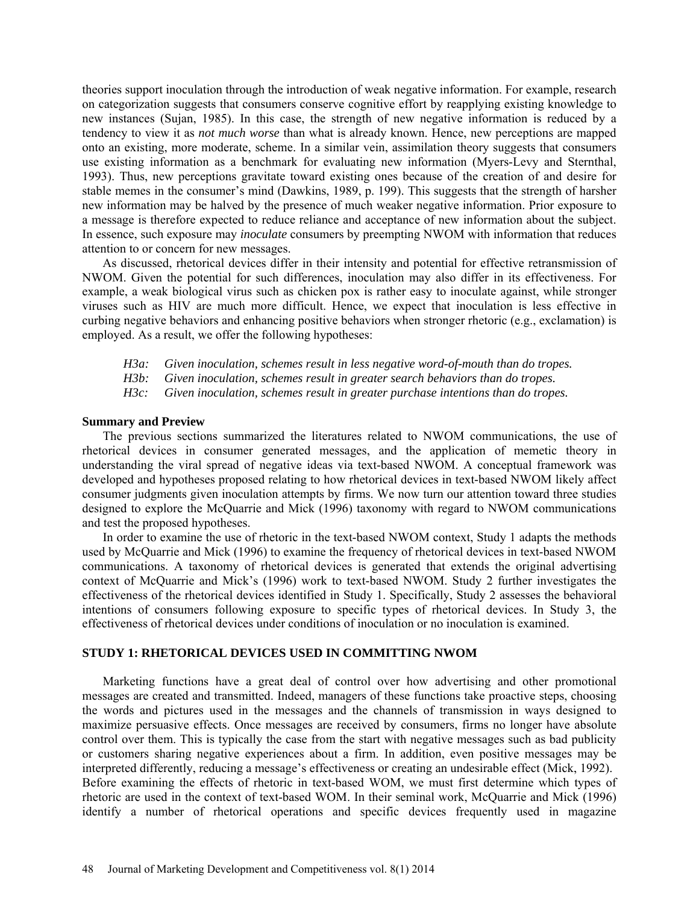theories support inoculation through the introduction of weak negative information. For example, research on categorization suggests that consumers conserve cognitive effort by reapplying existing knowledge to new instances (Sujan, 1985). In this case, the strength of new negative information is reduced by a tendency to view it as *not much worse* than what is already known. Hence, new perceptions are mapped onto an existing, more moderate, scheme. In a similar vein, assimilation theory suggests that consumers use existing information as a benchmark for evaluating new information (Myers-Levy and Sternthal, 1993). Thus, new perceptions gravitate toward existing ones because of the creation of and desire for stable memes in the consumer's mind (Dawkins, 1989, p. 199). This suggests that the strength of harsher new information may be halved by the presence of much weaker negative information. Prior exposure to a message is therefore expected to reduce reliance and acceptance of new information about the subject. In essence, such exposure may *inoculate* consumers by preempting NWOM with information that reduces attention to or concern for new messages.

As discussed, rhetorical devices differ in their intensity and potential for effective retransmission of NWOM. Given the potential for such differences, inoculation may also differ in its effectiveness. For example, a weak biological virus such as chicken pox is rather easy to inoculate against, while stronger viruses such as HIV are much more difficult. Hence, we expect that inoculation is less effective in curbing negative behaviors and enhancing positive behaviors when stronger rhetoric (e.g., exclamation) is employed. As a result, we offer the following hypotheses:

*H3a: Given inoculation, schemes result in less negative word-of-mouth than do tropes.*
*H3b: Given inoculation, schemes result in greater search behaviors than do tropes.*
*H3c: Given inoculation, schemes result in greater purchase intentions than do tropes.*

**Summary and Preview**

The previous sections summarized the literatures related to NWOM communications, the use of rhetorical devices in consumer generated messages, and the application of memetic theory in understanding the viral spread of negative ideas via text-based NWOM. A conceptual framework was developed and hypotheses proposed relating to how rhetorical devices in text-based NWOM likely affect consumer judgments given inoculation attempts by firms. We now turn our attention toward three studies designed to explore the McQuarrie and Mick (1996) taxonomy with regard to NWOM communications and test the proposed hypotheses.

In order to examine the use of rhetoric in the text-based NWOM context, Study 1 adapts the methods used by McQuarrie and Mick (1996) to examine the frequency of rhetorical devices in text-based NWOM communications. A taxonomy of rhetorical devices is generated that extends the original advertising context of McQuarrie and Mick's (1996) work to text-based NWOM. Study 2 further investigates the effectiveness of the rhetorical devices identified in Study 1. Specifically, Study 2 assesses the behavioral intentions of consumers following exposure to specific types of rhetorical devices. In Study 3, the effectiveness of rhetorical devices under conditions of inoculation or no inoculation is examined.

## STUDY 1: RHETORICAL DEVICES USED IN COMMITTING NWOM

Marketing functions have a great deal of control over how advertising and other promotional messages are created and transmitted. Indeed, managers of these functions take proactive steps, choosing the words and pictures used in the messages and the channels of transmission in ways designed to maximize persuasive effects. Once messages are received by consumers, firms no longer have absolute control over them. This is typically the case from the start with negative messages such as bad publicity or customers sharing negative experiences about a firm. In addition, even positive messages may be interpreted differently, reducing a message's effectiveness or creating an undesirable effect (Mick, 1992). Before examining the effects of rhetoric in text-based WOM, we must first determine which types of rhetoric are used in the context of text-based WOM. In their seminal work, McQuarrie and Mick (1996) identify a number of rhetorical operations and specific devices frequently used in magazine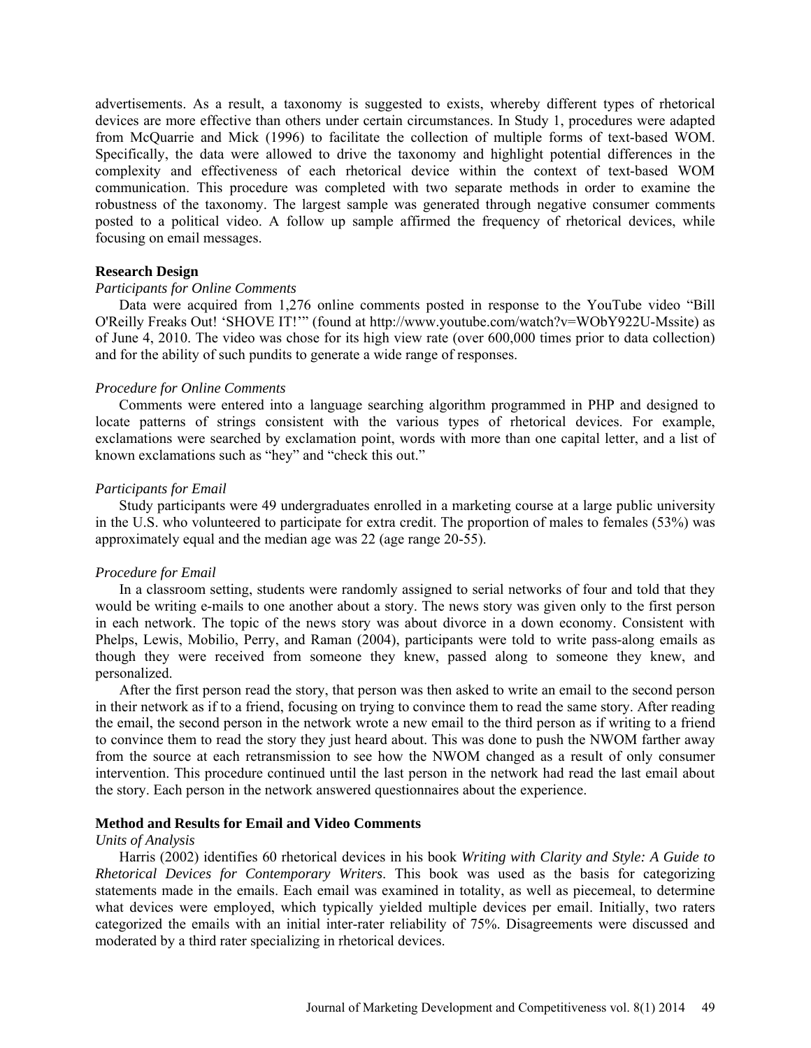advertisements. As a result, a taxonomy is suggested to exists, whereby different types of rhetorical devices are more effective than others under certain circumstances. In Study 1, procedures were adapted from McQuarrie and Mick (1996) to facilitate the collection of multiple forms of text-based WOM. Specifically, the data were allowed to drive the taxonomy and highlight potential differences in the complexity and effectiveness of each rhetorical device within the context of text-based WOM communication. This procedure was completed with two separate methods in order to examine the robustness of the taxonomy. The largest sample was generated through negative consumer comments posted to a political video. A follow up sample affirmed the frequency of rhetorical devices, while focusing on email messages.

### Research Design

*Participants for Online Comments*

Data were acquired from 1,276 online comments posted in response to the YouTube video "Bill O'Reilly Freaks Out! 'SHOVE IT!'" (found at http://www.youtube.com/watch?v=WObY922U-Mssite) as of June 4, 2010. The video was chose for its high view rate (over 600,000 times prior to data collection) and for the ability of such pundits to generate a wide range of responses.

*Procedure for Online Comments*

Comments were entered into a language searching algorithm programmed in PHP and designed to locate patterns of strings consistent with the various types of rhetorical devices. For example, exclamations were searched by exclamation point, words with more than one capital letter, and a list of known exclamations such as "hey" and "check this out."

*Participants for Email*

Study participants were 49 undergraduates enrolled in a marketing course at a large public university in the U.S. who volunteered to participate for extra credit. The proportion of males to females (53%) was approximately equal and the median age was 22 (age range 20-55).

*Procedure for Email*

In a classroom setting, students were randomly assigned to serial networks of four and told that they would be writing e-mails to one another about a story. The news story was given only to the first person in each network. The topic of the news story was about divorce in a down economy. Consistent with Phelps, Lewis, Mobilio, Perry, and Raman (2004), participants were told to write pass-along emails as though they were received from someone they knew, passed along to someone they knew, and personalized.

After the first person read the story, that person was then asked to write an email to the second person in their network as if to a friend, focusing on trying to convince them to read the same story. After reading the email, the second person in the network wrote a new email to the third person as if writing to a friend to convince them to read the story they just heard about. This was done to push the NWOM farther away from the source at each retransmission to see how the NWOM changed as a result of only consumer intervention. This procedure continued until the last person in the network had read the last email about the story. Each person in the network answered questionnaires about the experience.

### Method and Results for Email and Video Comments

*Units of Analysis*

Harris (2002) identifies 60 rhetorical devices in his book *Writing with Clarity and Style: A Guide to Rhetorical Devices for Contemporary Writers*. This book was used as the basis for categorizing statements made in the emails. Each email was examined in totality, as well as piecemeal, to determine what devices were employed, which typically yielded multiple devices per email. Initially, two raters categorized the emails with an initial inter-rater reliability of 75%. Disagreements were discussed and moderated by a third rater specializing in rhetorical devices.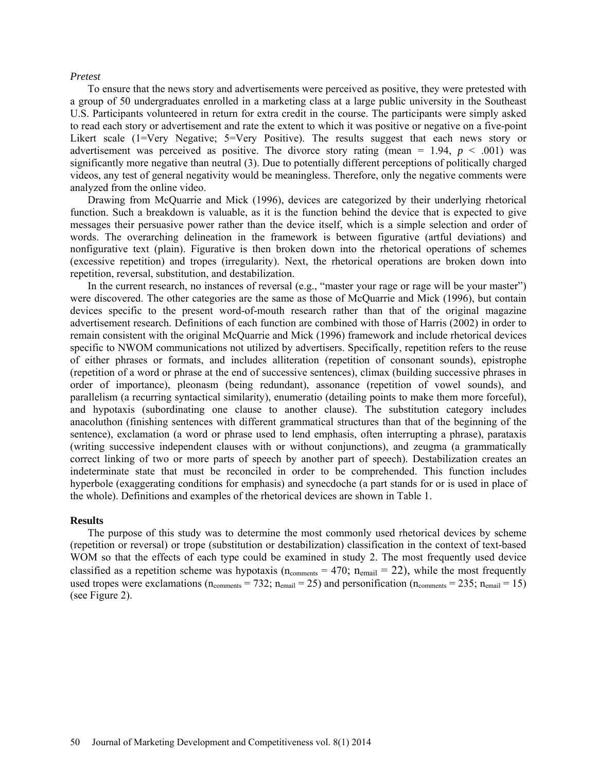*Pretest*

To ensure that the news story and advertisements were perceived as positive, they were pretested with a group of 50 undergraduates enrolled in a marketing class at a large public university in the Southeast U.S. Participants volunteered in return for extra credit in the course. The participants were simply asked to read each story or advertisement and rate the extent to which it was positive or negative on a five-point Likert scale (1=Very Negative; 5=Very Positive). The results suggest that each news story or advertisement was perceived as positive. The divorce story rating (mean = 1.94, $p < .001$) was significantly more negative than neutral (3). Due to potentially different perceptions of politically charged videos, any test of general negativity would be meaningless. Therefore, only the negative comments were analyzed from the online video.

Drawing from McQuarrie and Mick (1996), devices are categorized by their underlying rhetorical function. Such a breakdown is valuable, as it is the function behind the device that is expected to give messages their persuasive power rather than the device itself, which is a simple selection and order of words. The overarching delineation in the framework is between figurative (artful deviations) and nonfigurative text (plain). Figurative is then broken down into the rhetorical operations of schemes (excessive repetition) and tropes (irregularity). Next, the rhetorical operations are broken down into repetition, reversal, substitution, and destabilization.

In the current research, no instances of reversal (e.g., "master your rage or rage will be your master") were discovered. The other categories are the same as those of McQuarrie and Mick (1996), but contain devices specific to the present word-of-mouth research rather than that of the original magazine advertisement research. Definitions of each function are combined with those of Harris (2002) in order to remain consistent with the original McQuarrie and Mick (1996) framework and include rhetorical devices specific to NWOM communications not utilized by advertisers. Specifically, repetition refers to the reuse of either phrases or formats, and includes alliteration (repetition of consonant sounds), epistrophe (repetition of a word or phrase at the end of successive sentences), climax (building successive phrases in order of importance), pleonasm (being redundant), assonance (repetition of vowel sounds), and parallelism (a recurring syntactical similarity), enumeratio (detailing points to make them more forceful), and hypotaxis (subordinating one clause to another clause). The substitution category includes anacoluthon (finishing sentences with different grammatical structures than that of the beginning of the sentence), exclamation (a word or phrase used to lend emphasis, often interrupting a phrase), parataxis (writing successive independent clauses with or without conjunctions), and zeugma (a grammatically correct linking of two or more parts of speech by another part of speech). Destabilization creates an indeterminate state that must be reconciled in order to be comprehended. This function includes hyperbole (exaggerating conditions for emphasis) and synecdoche (a part stands for or is used in place of the whole). Definitions and examples of the rhetorical devices are shown in Table 1.

## Results

The purpose of this study was to determine the most commonly used rhetorical devices by scheme (repetition or reversal) or trope (substitution or destabilization) classification in the context of text-based WOM so that the effects of each type could be examined in study 2. The most frequently used device classified as a repetition scheme was hypotaxis ($n_{comments} = 470$; $n_{email} = 22$), while the most frequently used tropes were exclamations ($n_{comments} = 732$; $n_{email} = 25$) and personification ($n_{comments} = 235$; $n_{email} = 15$) (see Figure 2).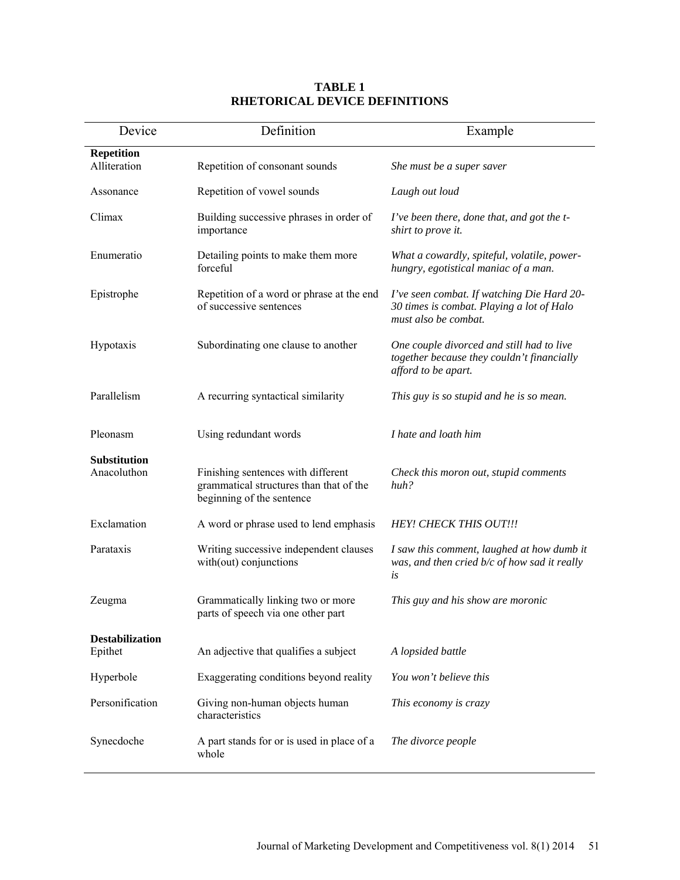**TABLE 1**
**RHETORICAL DEVICE DEFINITIONS**

| Device | Definition | Example |
|---|---|---|
| **Repetition** | | |
| Alliteration | Repetition of consonant sounds | *She must be a super saver* |
| Assonance | Repetition of vowel sounds | *Laugh out loud* |
| Climax | Building successive phrases in order of importance | *I've been there, done that, and got the t-shirt to prove it.* |
| Enumeratio | Detailing points to make them more forceful | *What a cowardly, spiteful, volatile, power-hungry, egotistical maniac of a man.* |
| Epistrophe | Repetition of a word or phrase at the end of successive sentences | *I've seen combat. If watching Die Hard 20-30 times is combat. Playing a lot of Halo must also be combat.* |
| Hypotaxis | Subordinating one clause to another | *One couple divorced and still had to live together because they couldn't financially afford to be apart.* |
| Parallelism | A recurring syntactical similarity | *This guy is so stupid and he is so mean.* |
| Pleonasm | Using redundant words | *I hate and loath him* |
| **Substitution** | | |
| Anacoluthon | Finishing sentences with different grammatical structures than that of the beginning of the sentence | *Check this moron out, stupid comments huh?* |
| Exclamation | A word or phrase used to lend emphasis | *HEY! CHECK THIS OUT!!!* |
| Parataxis | Writing successive independent clauses with(out) conjunctions | *I saw this comment, laughed at how dumb it was, and then cried b/c of how sad it really is* |
| Zeugma | Grammatically linking two or more parts of speech via one other part | *This guy and his show are moronic* |
| **Destabilization** | | |
| Epithet | An adjective that qualifies a subject | *A lopsided battle* |
| Hyperbole | Exaggerating conditions beyond reality | *You won't believe this* |
| Personification | Giving non-human objects human characteristics | *This economy is crazy* |
| Synecdoche | A part stands for or is used in place of a whole | *The divorce people* |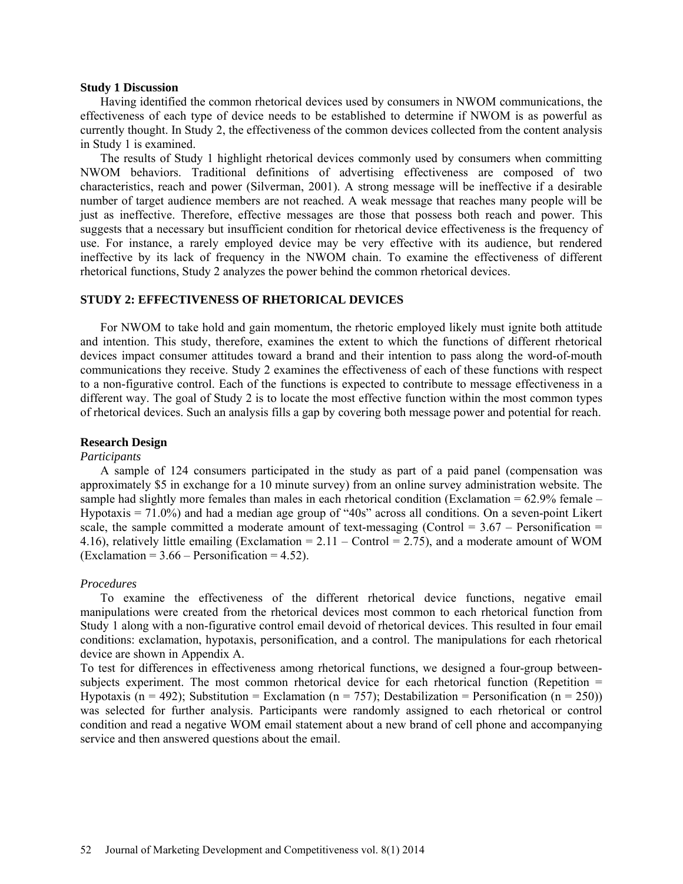**Study 1 Discussion**

Having identified the common rhetorical devices used by consumers in NWOM communications, the effectiveness of each type of device needs to be established to determine if NWOM is as powerful as currently thought. In Study 2, the effectiveness of the common devices collected from the content analysis in Study 1 is examined.

The results of Study 1 highlight rhetorical devices commonly used by consumers when committing NWOM behaviors. Traditional definitions of advertising effectiveness are composed of two characteristics, reach and power (Silverman, 2001). A strong message will be ineffective if a desirable number of target audience members are not reached. A weak message that reaches many people will be just as ineffective. Therefore, effective messages are those that possess both reach and power. This suggests that a necessary but insufficient condition for rhetorical device effectiveness is the frequency of use. For instance, a rarely employed device may be very effective with its audience, but rendered ineffective by its lack of frequency in the NWOM chain. To examine the effectiveness of different rhetorical functions, Study 2 analyzes the power behind the common rhetorical devices.

## STUDY 2: EFFECTIVENESS OF RHETORICAL DEVICES

For NWOM to take hold and gain momentum, the rhetoric employed likely must ignite both attitude and intention. This study, therefore, examines the extent to which the functions of different rhetorical devices impact consumer attitudes toward a brand and their intention to pass along the word-of-mouth communications they receive. Study 2 examines the effectiveness of each of these functions with respect to a non-figurative control. Each of the functions is expected to contribute to message effectiveness in a different way. The goal of Study 2 is to locate the most effective function within the most common types of rhetorical devices. Such an analysis fills a gap by covering both message power and potential for reach.

**Research Design**

*Participants*

A sample of 124 consumers participated in the study as part of a paid panel (compensation was approximately $5 in exchange for a 10 minute survey) from an online survey administration website. The sample had slightly more females than males in each rhetorical condition (Exclamation = 62.9% female – Hypotaxis = 71.0%) and had a median age group of "40s" across all conditions. On a seven-point Likert scale, the sample committed a moderate amount of text-messaging (Control = 3.67 – Personification = 4.16), relatively little emailing (Exclamation = 2.11 – Control = 2.75), and a moderate amount of WOM (Exclamation = 3.66 – Personification = 4.52).

*Procedures*

To examine the effectiveness of the different rhetorical device functions, negative email manipulations were created from the rhetorical devices most common to each rhetorical function from Study 1 along with a non-figurative control email devoid of rhetorical devices. This resulted in four email conditions: exclamation, hypotaxis, personification, and a control. The manipulations for each rhetorical device are shown in Appendix A.

To test for differences in effectiveness among rhetorical functions, we designed a four-group between-subjects experiment. The most common rhetorical device for each rhetorical function (Repetition = Hypotaxis (n = 492); Substitution = Exclamation (n = 757); Destabilization = Personification (n = 250)) was selected for further analysis. Participants were randomly assigned to each rhetorical or control condition and read a negative WOM email statement about a new brand of cell phone and accompanying service and then answered questions about the email.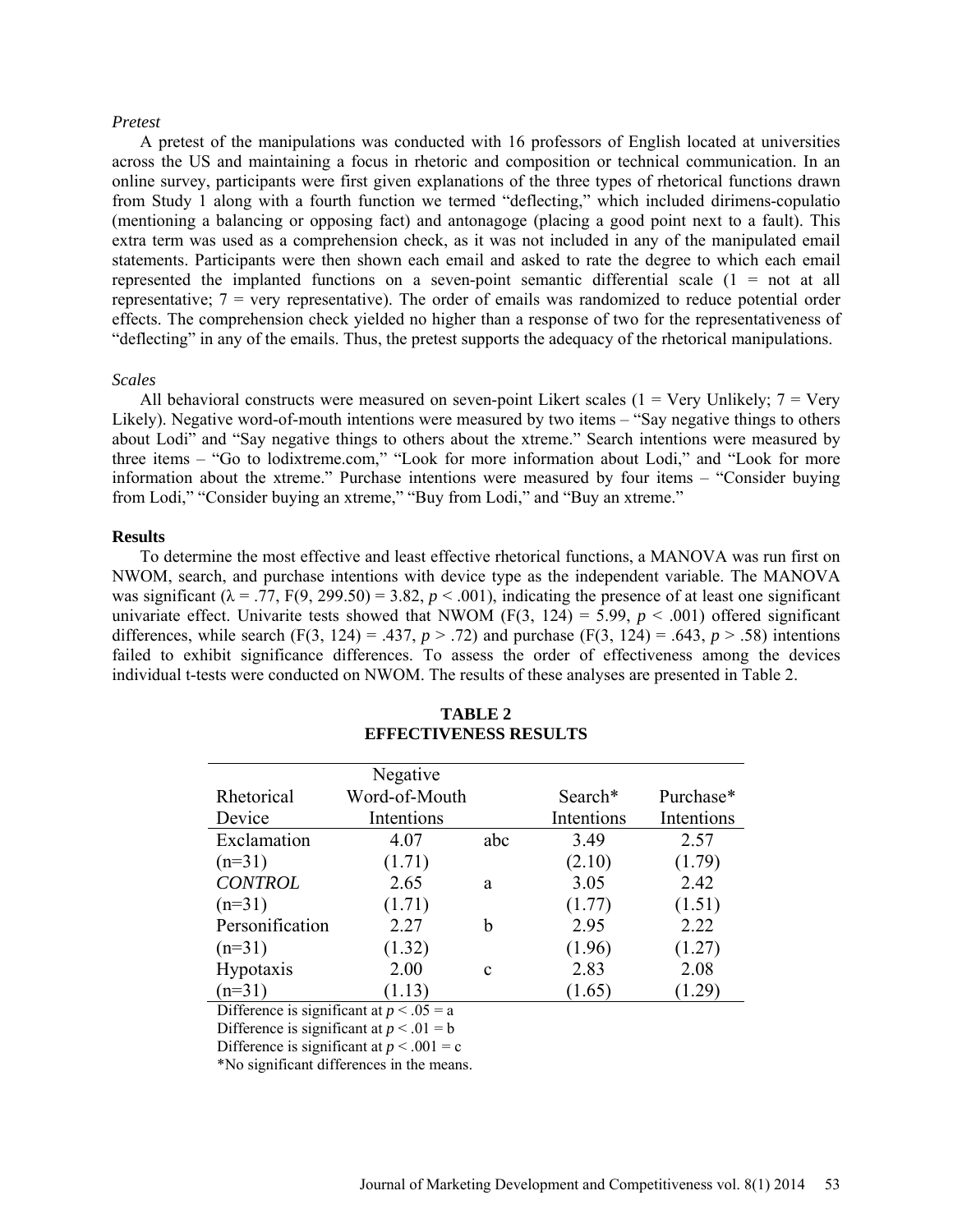*Pretest*

A pretest of the manipulations was conducted with 16 professors of English located at universities across the US and maintaining a focus in rhetoric and composition or technical communication. In an online survey, participants were first given explanations of the three types of rhetorical functions drawn from Study 1 along with a fourth function we termed "deflecting," which included dirimens-copulatio (mentioning a balancing or opposing fact) and antonagoge (placing a good point next to a fault). This extra term was used as a comprehension check, as it was not included in any of the manipulated email statements. Participants were then shown each email and asked to rate the degree to which each email represented the implanted functions on a seven-point semantic differential scale (1 = not at all representative; 7 = very representative). The order of emails was randomized to reduce potential order effects. The comprehension check yielded no higher than a response of two for the representativeness of "deflecting" in any of the emails. Thus, the pretest supports the adequacy of the rhetorical manipulations.

*Scales*

All behavioral constructs were measured on seven-point Likert scales (1 = Very Unlikely; 7 = Very Likely). Negative word-of-mouth intentions were measured by two items – "Say negative things to others about Lodi" and "Say negative things to others about the xtreme." Search intentions were measured by three items – "Go to lodixtreme.com," "Look for more information about Lodi," and "Look for more information about the xtreme." Purchase intentions were measured by four items – "Consider buying from Lodi," "Consider buying an xtreme," "Buy from Lodi," and "Buy an xtreme."

**Results**

To determine the most effective and least effective rhetorical functions, a MANOVA was run first on NWOM, search, and purchase intentions with device type as the independent variable. The MANOVA was significant ($\lambda = .77$, $F(9, 299.50) = 3.82$, $p < .001$), indicating the presence of at least one significant univariate effect. Univarite tests showed that NWOM ($F(3, 124) = 5.99$, $p < .001$) offered significant differences, while search ($F(3, 124) = .437$, $p > .72$) and purchase ($F(3, 124) = .643$, $p > .58$) intentions failed to exhibit significance differences. To assess the order of effectiveness among the devices individual t-tests were conducted on NWOM. The results of these analyses are presented in Table 2.

**TABLE 2**
**EFFECTIVENESS RESULTS**

| Rhetorical Device | Negative Word-of-Mouth Intentions | | Search* Intentions | Purchase* Intentions |
|---|---|---|---|---|
| Exclamation | 4.07 | abc | 3.49 | 2.57 |
| (n=31) | (1.71) | | (2.10) | (1.79) |
| *CONTROL* | 2.65 | a | 3.05 | 2.42 |
| (n=31) | (1.71) | | (1.77) | (1.51) |
| Personification | 2.27 | b | 2.95 | 2.22 |
| (n=31) | (1.32) | | (1.96) | (1.27) |
| Hypotaxis | 2.00 | c | 2.83 | 2.08 |
| (n=31) | (1.13) | | (1.65) | (1.29) |

Difference is significant at $p < .05$ = a
Difference is significant at $p < .01$ = b
Difference is significant at $p < .001$ = c
*No significant differences in the means.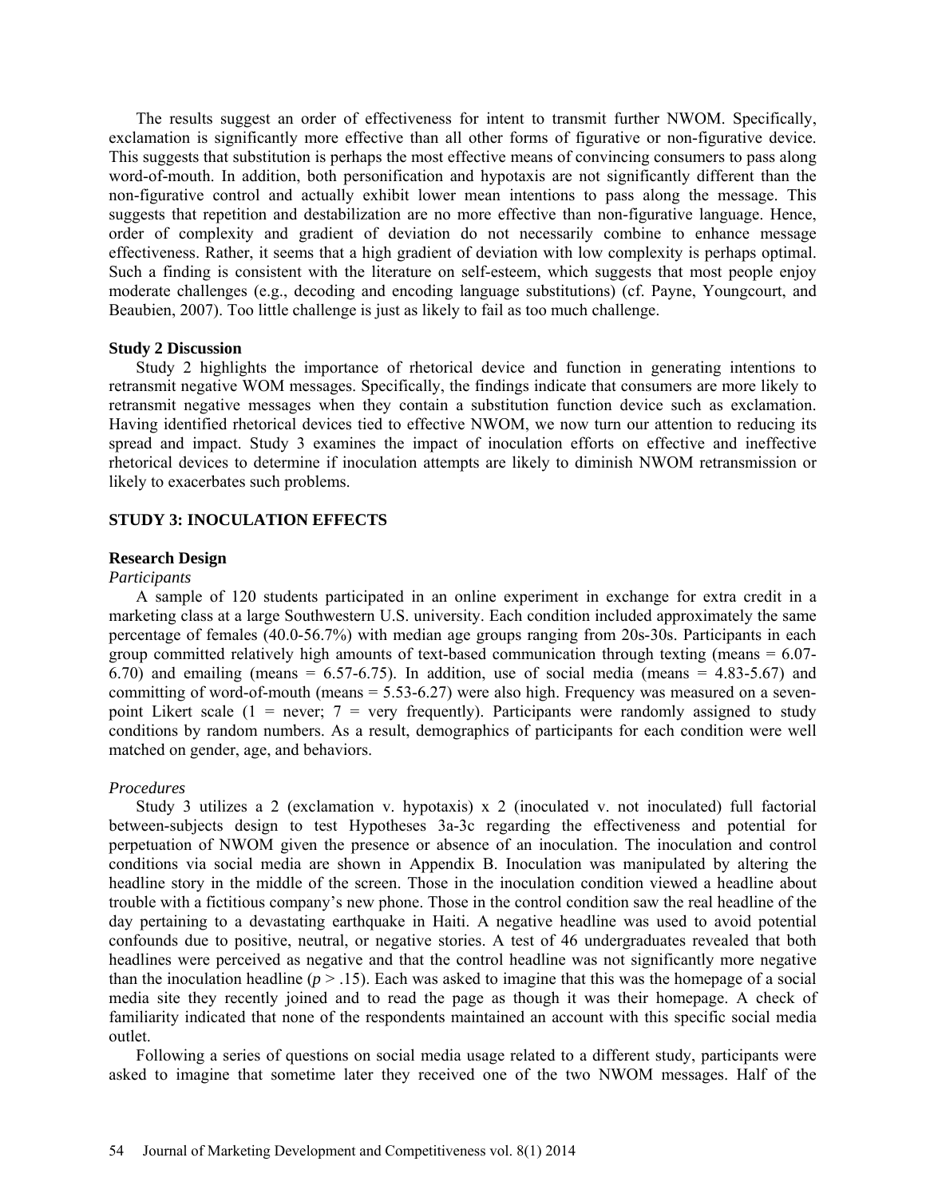The results suggest an order of effectiveness for intent to transmit further NWOM. Specifically, exclamation is significantly more effective than all other forms of figurative or non-figurative device. This suggests that substitution is perhaps the most effective means of convincing consumers to pass along word-of-mouth. In addition, both personification and hypotaxis are not significantly different than the non-figurative control and actually exhibit lower mean intentions to pass along the message. This suggests that repetition and destabilization are no more effective than non-figurative language. Hence, order of complexity and gradient of deviation do not necessarily combine to enhance message effectiveness. Rather, it seems that a high gradient of deviation with low complexity is perhaps optimal. Such a finding is consistent with the literature on self-esteem, which suggests that most people enjoy moderate challenges (e.g., decoding and encoding language substitutions) (cf. Payne, Youngcourt, and Beaubien, 2007). Too little challenge is just as likely to fail as too much challenge.

### Study 2 Discussion

Study 2 highlights the importance of rhetorical device and function in generating intentions to retransmit negative WOM messages. Specifically, the findings indicate that consumers are more likely to retransmit negative messages when they contain a substitution function device such as exclamation. Having identified rhetorical devices tied to effective NWOM, we now turn our attention to reducing its spread and impact. Study 3 examines the impact of inoculation efforts on effective and ineffective rhetorical devices to determine if inoculation attempts are likely to diminish NWOM retransmission or likely to exacerbates such problems.

## STUDY 3: INOCULATION EFFECTS

### Research Design

*Participants*

A sample of 120 students participated in an online experiment in exchange for extra credit in a marketing class at a large Southwestern U.S. university. Each condition included approximately the same percentage of females (40.0-56.7%) with median age groups ranging from 20s-30s. Participants in each group committed relatively high amounts of text-based communication through texting (means = 6.07-6.70) and emailing (means = 6.57-6.75). In addition, use of social media (means = 4.83-5.67) and committing of word-of-mouth (means = 5.53-6.27) were also high. Frequency was measured on a seven-point Likert scale (1 = never; 7 = very frequently). Participants were randomly assigned to study conditions by random numbers. As a result, demographics of participants for each condition were well matched on gender, age, and behaviors.

*Procedures*

Study 3 utilizes a 2 (exclamation v. hypotaxis) x 2 (inoculated v. not inoculated) full factorial between-subjects design to test Hypotheses 3a-3c regarding the effectiveness and potential for perpetuation of NWOM given the presence or absence of an inoculation. The inoculation and control conditions via social media are shown in Appendix B. Inoculation was manipulated by altering the headline story in the middle of the screen. Those in the inoculation condition viewed a headline about trouble with a fictitious company's new phone. Those in the control condition saw the real headline of the day pertaining to a devastating earthquake in Haiti. A negative headline was used to avoid potential confounds due to positive, neutral, or negative stories. A test of 46 undergraduates revealed that both headlines were perceived as negative and that the control headline was not significantly more negative than the inoculation headline ($p > .15$). Each was asked to imagine that this was the homepage of a social media site they recently joined and to read the page as though it was their homepage. A check of familiarity indicated that none of the respondents maintained an account with this specific social media outlet.

Following a series of questions on social media usage related to a different study, participants were asked to imagine that sometime later they received one of the two NWOM messages. Half of the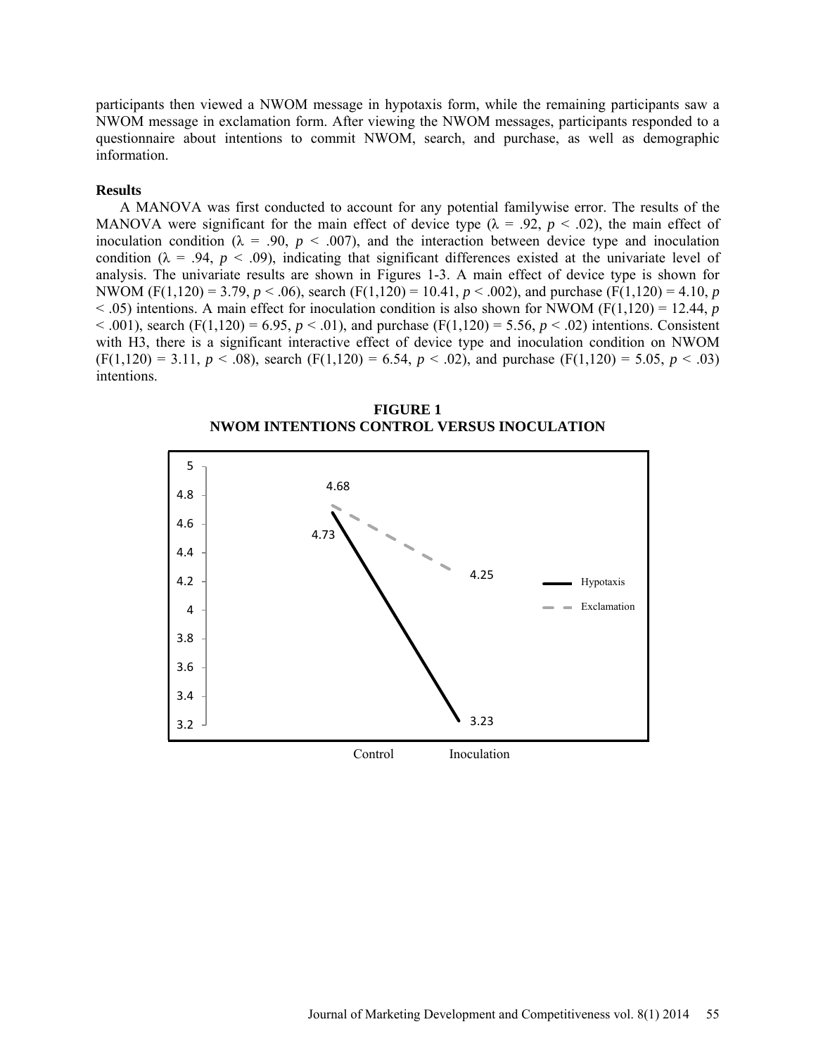participants then viewed a NWOM message in hypotaxis form, while the remaining participants saw a NWOM message in exclamation form. After viewing the NWOM messages, participants responded to a questionnaire about intentions to commit NWOM, search, and purchase, as well as demographic information.

**Results**

A MANOVA was first conducted to account for any potential familywise error. The results of the MANOVA were significant for the main effect of device type ($\lambda$ = .92, $p$ < .02), the main effect of inoculation condition ($\lambda$ = .90, $p$ < .007), and the interaction between device type and inoculation condition ($\lambda$ = .94, $p$ < .09), indicating that significant differences existed at the univariate level of analysis. The univariate results are shown in Figures 1-3. A main effect of device type is shown for NWOM ($F(1,120)$ = 3.79, $p$ < .06), search ($F(1,120)$ = 10.41, $p$ < .002), and purchase ($F(1,120)$ = 4.10, $p$ < .05) intentions. A main effect for inoculation condition is also shown for NWOM ($F(1,120)$ = 12.44, $p$ < .001), search ($F(1,120)$ = 6.95, $p$ < .01), and purchase ($F(1,120)$ = 5.56, $p$ < .02) intentions. Consistent with H3, there is a significant interactive effect of device type and inoculation condition on NWOM ($F(1,120)$ = 3.11, $p$ < .08), search ($F(1,120)$ = 6.54, $p$ < .02), and purchase ($F(1,120)$ = 5.05, $p$ < .03) intentions.

**FIGURE 1**
**NWOM INTENTIONS CONTROL VERSUS INOCULATION**

5
4.8
4.6
4.4
4.2
4
3.8
3.6
3.4
3.2

4.68
4.73
4.25
3.23

Hypotaxis
Exclamation

Control
Inoculation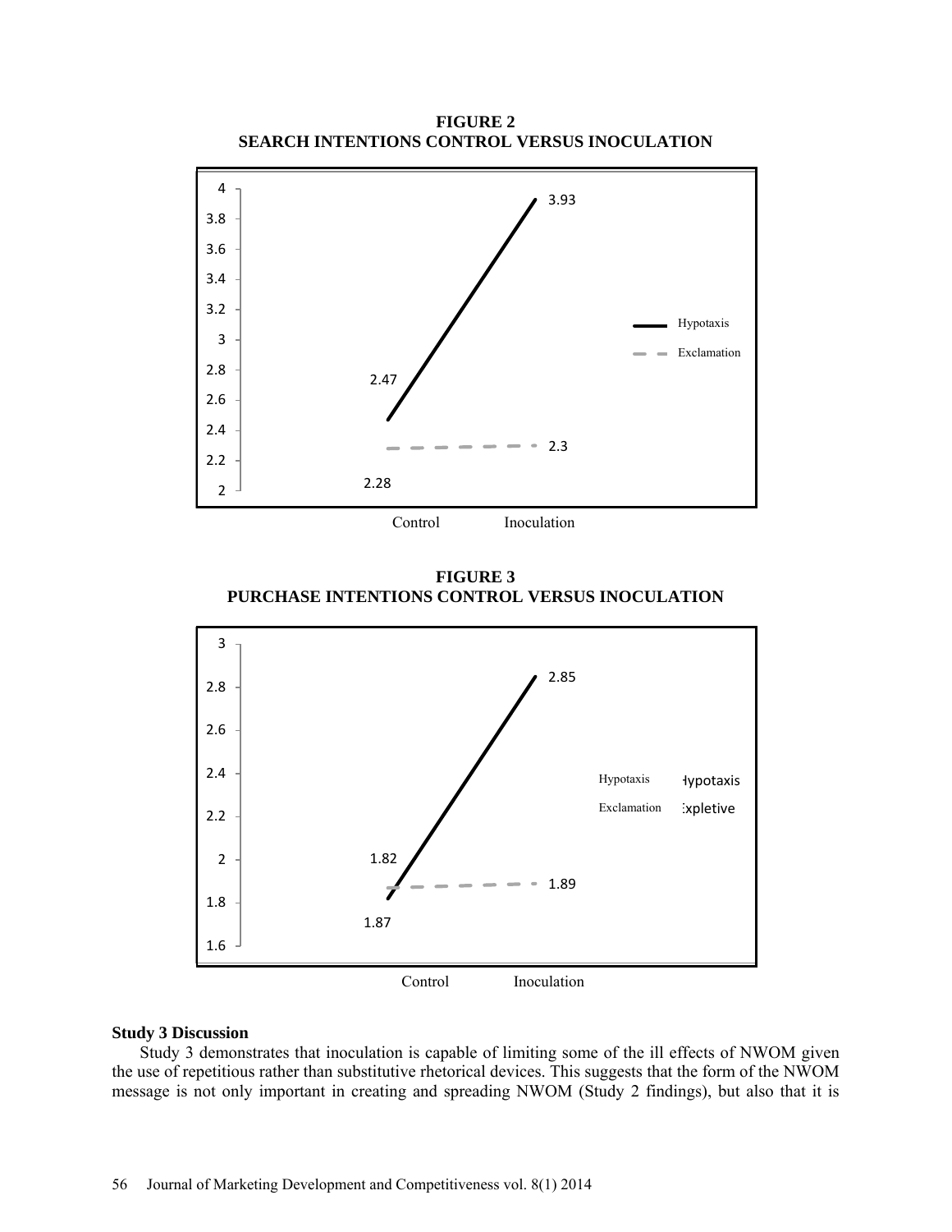**FIGURE 2**
**SEARCH INTENTIONS CONTROL VERSUS INOCULATION**

4
3.8
3.6
3.4
3.2
3
2.8
2.6
2.4
2.2
2

3.93
2.47
2.3
2.28

Hypotaxis
Exclamation

Control
Inoculation

**FIGURE 3**
**PURCHASE INTENTIONS CONTROL VERSUS INOCULATION**

3
2.8
2.6
2.4
2.2
2
1.8
1.6

2.85
1.82
1.89
1.87

Hypotaxis
Exclamation
ɨypotaxis
:xpletive

Control
Inoculation

### Study 3 Discussion

Study 3 demonstrates that inoculation is capable of limiting some of the ill effects of NWOM given the use of repetitious rather than substitutive rhetorical devices. This suggests that the form of the NWOM message is not only important in creating and spreading NWOM (Study 2 findings), but also that it is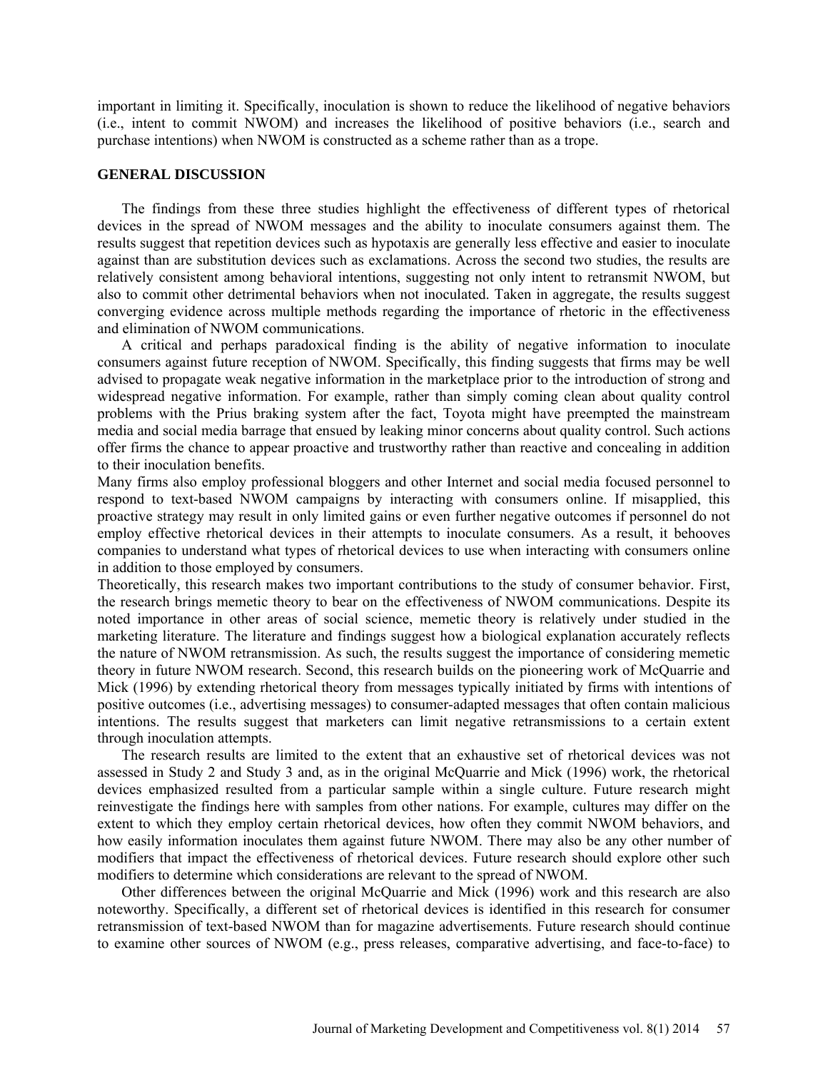important in limiting it. Specifically, inoculation is shown to reduce the likelihood of negative behaviors (i.e., intent to commit NWOM) and increases the likelihood of positive behaviors (i.e., search and purchase intentions) when NWOM is constructed as a scheme rather than as a trope.

## GENERAL DISCUSSION

The findings from these three studies highlight the effectiveness of different types of rhetorical devices in the spread of NWOM messages and the ability to inoculate consumers against them. The results suggest that repetition devices such as hypotaxis are generally less effective and easier to inoculate against than are substitution devices such as exclamations. Across the second two studies, the results are relatively consistent among behavioral intentions, suggesting not only intent to retransmit NWOM, but also to commit other detrimental behaviors when not inoculated. Taken in aggregate, the results suggest converging evidence across multiple methods regarding the importance of rhetoric in the effectiveness and elimination of NWOM communications.

A critical and perhaps paradoxical finding is the ability of negative information to inoculate consumers against future reception of NWOM. Specifically, this finding suggests that firms may be well advised to propagate weak negative information in the marketplace prior to the introduction of strong and widespread negative information. For example, rather than simply coming clean about quality control problems with the Prius braking system after the fact, Toyota might have preempted the mainstream media and social media barrage that ensued by leaking minor concerns about quality control. Such actions offer firms the chance to appear proactive and trustworthy rather than reactive and concealing in addition to their inoculation benefits.

Many firms also employ professional bloggers and other Internet and social media focused personnel to respond to text-based NWOM campaigns by interacting with consumers online. If misapplied, this proactive strategy may result in only limited gains or even further negative outcomes if personnel do not employ effective rhetorical devices in their attempts to inoculate consumers. As a result, it behooves companies to understand what types of rhetorical devices to use when interacting with consumers online in addition to those employed by consumers.

Theoretically, this research makes two important contributions to the study of consumer behavior. First, the research brings memetic theory to bear on the effectiveness of NWOM communications. Despite its noted importance in other areas of social science, memetic theory is relatively under studied in the marketing literature. The literature and findings suggest how a biological explanation accurately reflects the nature of NWOM retransmission. As such, the results suggest the importance of considering memetic theory in future NWOM research. Second, this research builds on the pioneering work of McQuarrie and Mick (1996) by extending rhetorical theory from messages typically initiated by firms with intentions of positive outcomes (i.e., advertising messages) to consumer-adapted messages that often contain malicious intentions. The results suggest that marketers can limit negative retransmissions to a certain extent through inoculation attempts.

The research results are limited to the extent that an exhaustive set of rhetorical devices was not assessed in Study 2 and Study 3 and, as in the original McQuarrie and Mick (1996) work, the rhetorical devices emphasized resulted from a particular sample within a single culture. Future research might reinvestigate the findings here with samples from other nations. For example, cultures may differ on the extent to which they employ certain rhetorical devices, how often they commit NWOM behaviors, and how easily information inoculates them against future NWOM. There may also be any other number of modifiers that impact the effectiveness of rhetorical devices. Future research should explore other such modifiers to determine which considerations are relevant to the spread of NWOM.

Other differences between the original McQuarrie and Mick (1996) work and this research are also noteworthy. Specifically, a different set of rhetorical devices is identified in this research for consumer retransmission of text-based NWOM than for magazine advertisements. Future research should continue to examine other sources of NWOM (e.g., press releases, comparative advertising, and face-to-face) to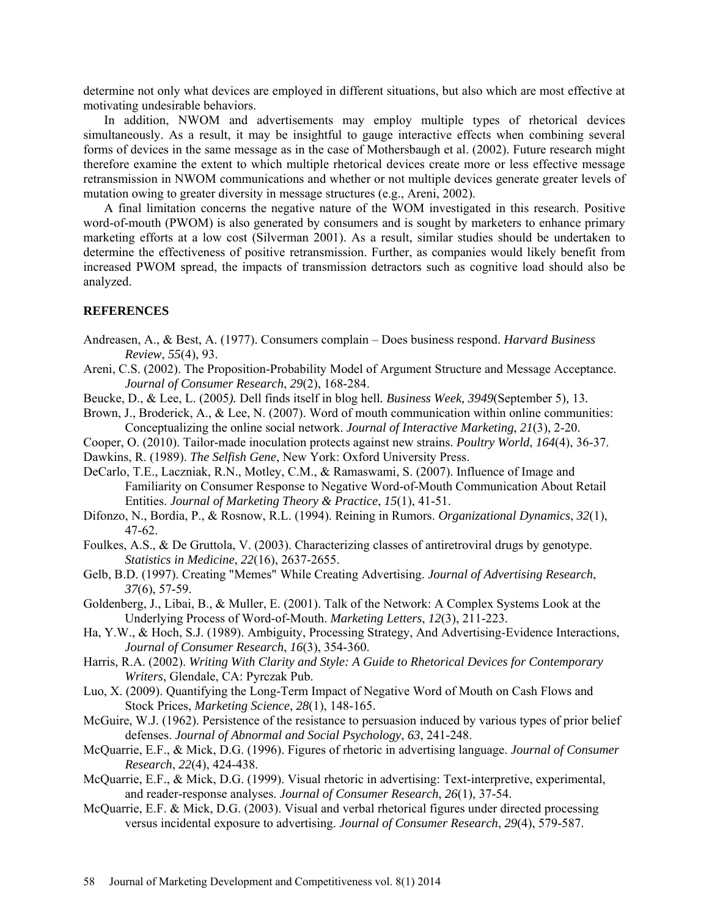determine not only what devices are employed in different situations, but also which are most effective at motivating undesirable behaviors.

In addition, NWOM and advertisements may employ multiple types of rhetorical devices simultaneously. As a result, it may be insightful to gauge interactive effects when combining several forms of devices in the same message as in the case of Mothersbaugh et al. (2002). Future research might therefore examine the extent to which multiple rhetorical devices create more or less effective message retransmission in NWOM communications and whether or not multiple devices generate greater levels of mutation owing to greater diversity in message structures (e.g., Areni, 2002).

A final limitation concerns the negative nature of the WOM investigated in this research. Positive word-of-mouth (PWOM) is also generated by consumers and is sought by marketers to enhance primary marketing efforts at a low cost (Silverman 2001). As a result, similar studies should be undertaken to determine the effectiveness of positive retransmission. Further, as companies would likely benefit from increased PWOM spread, the impacts of transmission detractors such as cognitive load should also be analyzed.

## REFERENCES

Andreasen, A., & Best, A. (1977). Consumers complain – Does business respond. *Harvard Business Review*, *55*(4), 93.

Areni, C.S. (2002). The Proposition-Probability Model of Argument Structure and Message Acceptance. *Journal of Consumer Research*, *29*(2), 168-284.

Beucke, D., & Lee, L. (2005). Dell finds itself in blog hell. *Business Week, 3949*(September 5), 13.

Brown, J., Broderick, A., & Lee, N. (2007). Word of mouth communication within online communities: Conceptualizing the online social network. *Journal of Interactive Marketing*, *21*(3), 2-20.

Cooper, O. (2010). Tailor-made inoculation protects against new strains. *Poultry World*, *164*(4), 36-37.

Dawkins, R. (1989). *The Selfish Gene*, New York: Oxford University Press.

DeCarlo, T.E., Laczniak, R.N., Motley, C.M., & Ramaswami, S. (2007). Influence of Image and Familiarity on Consumer Response to Negative Word-of-Mouth Communication About Retail Entities. *Journal of Marketing Theory & Practice*, *15*(1), 41-51.

Difonzo, N., Bordia, P., & Rosnow, R.L. (1994). Reining in Rumors. *Organizational Dynamics*, *32*(1), 47-62.

Foulkes, A.S., & De Gruttola, V. (2003). Characterizing classes of antiretroviral drugs by genotype. *Statistics in Medicine*, *22*(16), 2637-2655.

Gelb, B.D. (1997). Creating "Memes" While Creating Advertising. *Journal of Advertising Research*, *37*(6), 57-59.

Goldenberg, J., Libai, B., & Muller, E. (2001). Talk of the Network: A Complex Systems Look at the Underlying Process of Word-of-Mouth. *Marketing Letters*, *12*(3), 211-223.

Ha, Y.W., & Hoch, S.J. (1989). Ambiguity, Processing Strategy, And Advertising-Evidence Interactions, *Journal of Consumer Research*, *16*(3), 354-360.

Harris, R.A. (2002). *Writing With Clarity and Style: A Guide to Rhetorical Devices for Contemporary Writers*, Glendale, CA: Pyrczak Pub.

Luo, X. (2009). Quantifying the Long-Term Impact of Negative Word of Mouth on Cash Flows and Stock Prices, *Marketing Science*, *28*(1), 148-165.

McGuire, W.J. (1962). Persistence of the resistance to persuasion induced by various types of prior belief defenses. *Journal of Abnormal and Social Psychology*, *63*, 241-248.

McQuarrie, E.F., & Mick, D.G. (1996). Figures of rhetoric in advertising language. *Journal of Consumer Research*, *22*(4), 424-438.

McQuarrie, E.F., & Mick, D.G. (1999). Visual rhetoric in advertising: Text-interpretive, experimental, and reader-response analyses. *Journal of Consumer Research*, *26*(1), 37-54.

McQuarrie, E.F. & Mick, D.G. (2003). Visual and verbal rhetorical figures under directed processing versus incidental exposure to advertising. *Journal of Consumer Research*, *29*(4), 579-587.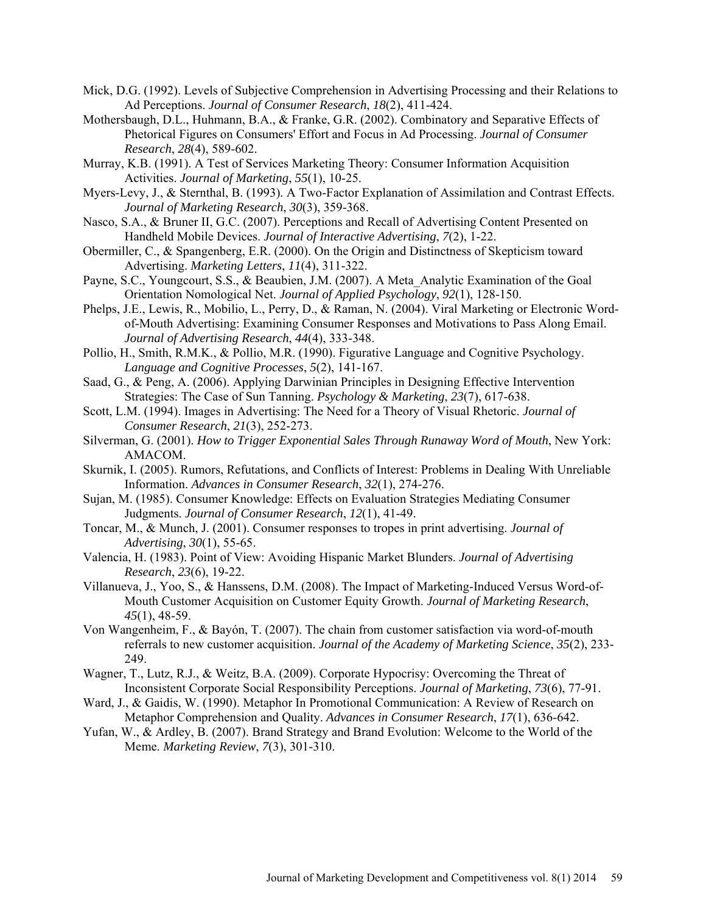Mick, D.G. (1992). Levels of Subjective Comprehension in Advertising Processing and their Relations to Ad Perceptions. *Journal of Consumer Research*, *18*(2), 411-424.

Mothersbaugh, D.L., Huhmann, B.A., & Franke, G.R. (2002). Combinatory and Separative Effects of Phetorical Figures on Consumers' Effort and Focus in Ad Processing. *Journal of Consumer Research*, *28*(4), 589-602.

Murray, K.B. (1991). A Test of Services Marketing Theory: Consumer Information Acquisition Activities. *Journal of Marketing*, *55*(1), 10-25.

Myers-Levy, J., & Sternthal, B. (1993). A Two-Factor Explanation of Assimilation and Contrast Effects. *Journal of Marketing Research*, *30*(3), 359-368.

Nasco, S.A., & Bruner II, G.C. (2007). Perceptions and Recall of Advertising Content Presented on Handheld Mobile Devices. *Journal of Interactive Advertising*, *7*(2), 1-22.

Obermiller, C., & Spangenberg, E.R. (2000). On the Origin and Distinctness of Skepticism toward Advertising. *Marketing Letters*, *11*(4), 311-322.

Payne, S.C., Youngcourt, S.S., & Beaubien, J.M. (2007). A Meta_Analytic Examination of the Goal Orientation Nomological Net. *Journal of Applied Psychology*, *92*(1), 128-150.

Phelps, J.E., Lewis, R., Mobilio, L., Perry, D., & Raman, N. (2004). Viral Marketing or Electronic Word-of-Mouth Advertising: Examining Consumer Responses and Motivations to Pass Along Email. *Journal of Advertising Research*, *44*(4), 333-348.

Pollio, H., Smith, R.M.K., & Pollio, M.R. (1990). Figurative Language and Cognitive Psychology. *Language and Cognitive Processes*, *5*(2), 141-167.

Saad, G., & Peng, A. (2006). Applying Darwinian Principles in Designing Effective Intervention Strategies: The Case of Sun Tanning. *Psychology & Marketing*, *23*(7), 617-638.

Scott, L.M. (1994). Images in Advertising: The Need for a Theory of Visual Rhetoric. *Journal of Consumer Research*, *21*(3), 252-273.

Silverman, G. (2001). *How to Trigger Exponential Sales Through Runaway Word of Mouth*, New York: AMACOM.

Skurnik, I. (2005). Rumors, Refutations, and Conflicts of Interest: Problems in Dealing With Unreliable Information. *Advances in Consumer Research*, *32*(1), 274-276.

Sujan, M. (1985). Consumer Knowledge: Effects on Evaluation Strategies Mediating Consumer Judgments. *Journal of Consumer Research*, *12*(1), 41-49.

Toncar, M., & Munch, J. (2001). Consumer responses to tropes in print advertising. *Journal of Advertising*, *30*(1), 55-65.

Valencia, H. (1983). Point of View: Avoiding Hispanic Market Blunders. *Journal of Advertising Research*, *23*(6), 19-22.

Villanueva, J., Yoo, S., & Hanssens, D.M. (2008). The Impact of Marketing-Induced Versus Word-of-Mouth Customer Acquisition on Customer Equity Growth. *Journal of Marketing Research*, *45*(1), 48-59.

Von Wangenheim, F., & Bayón, T. (2007). The chain from customer satisfaction via word-of-mouth referrals to new customer acquisition. *Journal of the Academy of Marketing Science*, *35*(2), 233-249.

Wagner, T., Lutz, R.J., & Weitz, B.A. (2009). Corporate Hypocrisy: Overcoming the Threat of Inconsistent Corporate Social Responsibility Perceptions. *Journal of Marketing*, *73*(6), 77-91.

Ward, J., & Gaidis, W. (1990). Metaphor In Promotional Communication: A Review of Research on Metaphor Comprehension and Quality. *Advances in Consumer Research*, *17*(1), 636-642.

Yufan, W., & Ardley, B. (2007). Brand Strategy and Brand Evolution: Welcome to the World of the Meme. *Marketing Review*, *7*(3), 301-310.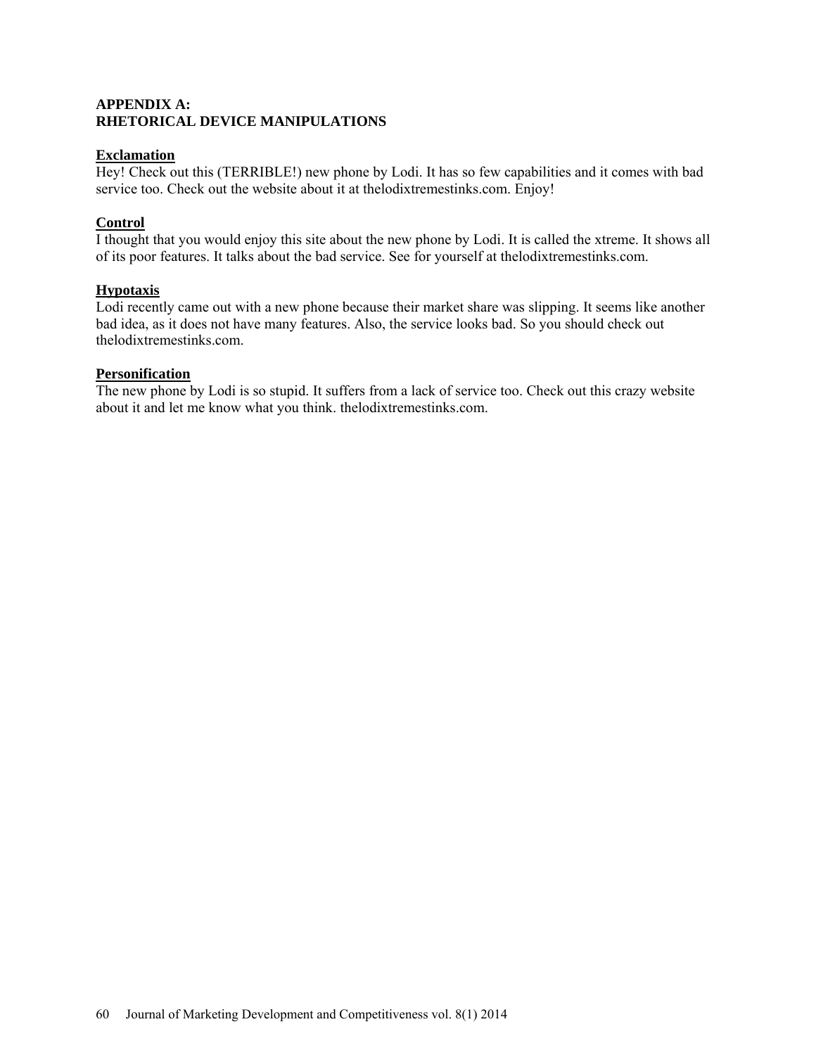## APPENDIX A: RHETORICAL DEVICE MANIPULATIONS

**Exclamation**

Hey! Check out this (TERRIBLE!) new phone by Lodi. It has so few capabilities and it comes with bad service too. Check out the website about it at thelodixtremestinks.com. Enjoy!

**Control**

I thought that you would enjoy this site about the new phone by Lodi. It is called the xtreme. It shows all of its poor features. It talks about the bad service. See for yourself at thelodixtremestinks.com.

**Hypotaxis**

Lodi recently came out with a new phone because their market share was slipping. It seems like another bad idea, as it does not have many features. Also, the service looks bad. So you should check out thelodixtremestinks.com.

**Personification**

The new phone by Lodi is so stupid. It suffers from a lack of service too. Check out this crazy website about it and let me know what you think. thelodixtremestinks.com.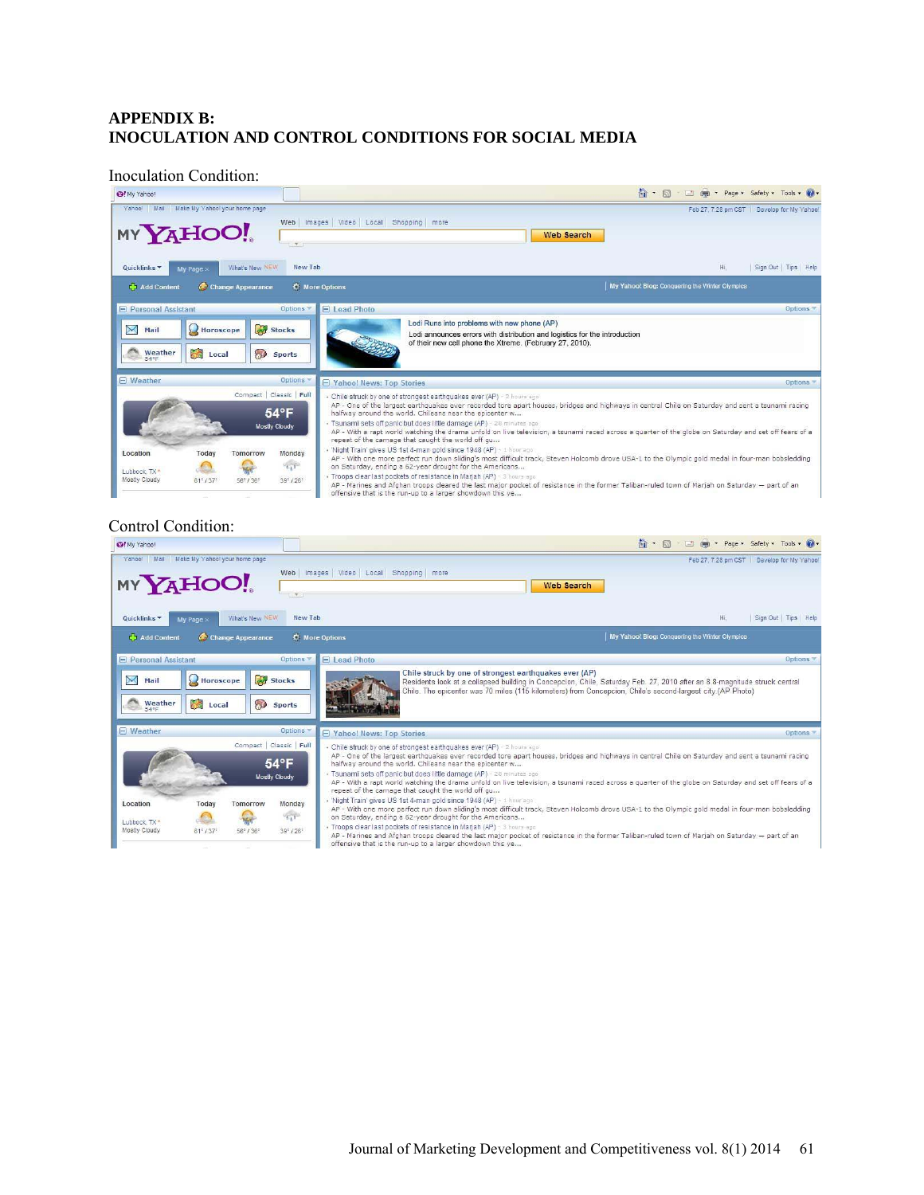## APPENDIX B:
## INOCULATION AND CONTROL CONDITIONS FOR SOCIAL MEDIA

Inoculation Condition:

Control Condition: